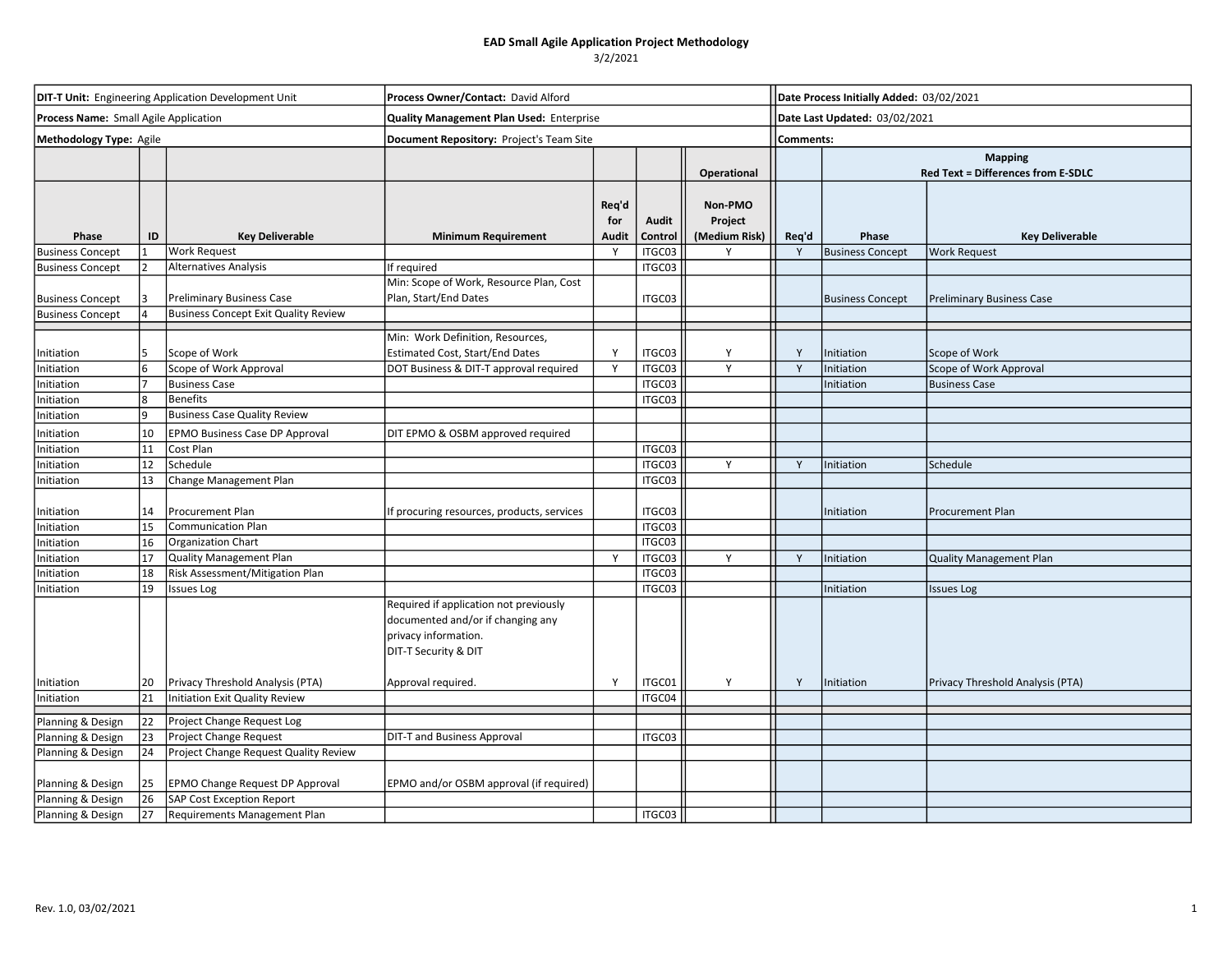**EAD Small Agile Application Project Methodology**

3/2/2021

| **DIT-T Unit:** Engineering Application Development Unit | **Process Owner/Contact:** David Alford | **Date Process Initially Added:** 03/02/2021 |
|---|---|---|
| **Process Name:** Small Agile Application | **Quality Management Plan Used:** Enterprise | **Date Last Updated:** 03/02/2021 |
| **Methodology Type:** Agile | **Document Repository:** Project's Team Site | **Comments:** |

| | | | | | | Operational | Mapping Red Text = Differences from E-SDLC | | |
|---|---|---|---|---|---|---|---|---|---|
| **Phase** | **ID** | **Key Deliverable** | **Minimum Requirement** | **Req'd for Audit** | **Audit Control** | **Non-PMO Project (Medium Risk)** | **Req'd** | **Phase** | **Key Deliverable** |
| Business Concept | 1 | Work Request | | Y | ITGC03 | Y | Y | Business Concept | Work Request |
| Business Concept | 2 | Alternatives Analysis | If required | | ITGC03 | | | | |
| Business Concept | 3 | Preliminary Business Case | Min: Scope of Work, Resource Plan, Cost Plan, Start/End Dates | | ITGC03 | | | Business Concept | Preliminary Business Case |
| Business Concept | 4 | Business Concept Exit Quality Review | | | | | | | |
| | | | | | | | | | |
| Initiation | 5 | Scope of Work | Min: Work Definition, Resources, Estimated Cost, Start/End Dates | Y | ITGC03 | Y | Y | Initiation | Scope of Work |
| Initiation | 6 | Scope of Work Approval | DOT Business & DIT-T approval required | Y | ITGC03 | Y | Y | Initiation | Scope of Work Approval |
| Initiation | 7 | Business Case | | | ITGC03 | | | Initiation | Business Case |
| Initiation | 8 | Benefits | | | ITGC03 | | | | |
| Initiation | 9 | Business Case Quality Review | | | | | | | |
| Initiation | 10 | EPMO Business Case DP Approval | DIT EPMO & OSBM approved required | | | | | | |
| Initiation | 11 | Cost Plan | | | ITGC03 | | | | |
| Initiation | 12 | Schedule | | | ITGC03 | Y | Y | Initiation | Schedule |
| Initiation | 13 | Change Management Plan | | | ITGC03 | | | | |
| Initiation | 14 | Procurement Plan | If procuring resources, products, services | | ITGC03 | | | Initiation | Procurement Plan |
| Initiation | 15 | Communication Plan | | | ITGC03 | | | | |
| Initiation | 16 | Organization Chart | | | ITGC03 | | | | |
| Initiation | 17 | Quality Management Plan | | Y | ITGC03 | Y | Y | Initiation | Quality Management Plan |
| Initiation | 18 | Risk Assessment/Mitigation Plan | | | ITGC03 | | | | |
| Initiation | 19 | Issues Log | | | ITGC03 | | | Initiation | Issues Log |
| Initiation | 20 | Privacy Threshold Analysis (PTA) | Required if application not previously documented and/or if changing any privacy information. DIT-T Security & DIT Approval required. | Y | ITGC01 | Y | Y | Initiation | Privacy Threshold Analysis (PTA) |
| Initiation | 21 | Initiation Exit Quality Review | | | ITGC04 | | | | |
| | | | | | | | | | |
| Planning & Design | 22 | Project Change Request Log | | | | | | | |
| Planning & Design | 23 | Project Change Request | DIT-T and Business Approval | | ITGC03 | | | | |
| Planning & Design | 24 | Project Change Request Quality Review | | | | | | | |
| Planning & Design | 25 | EPMO Change Request DP Approval | EPMO and/or OSBM approval (if required) | | | | | | |
| Planning & Design | 26 | SAP Cost Exception Report | | | | | | | |
| Planning & Design | 27 | Requirements Management Plan | | | ITGC03 | | | | |

Rev. 1.0, 03/02/2021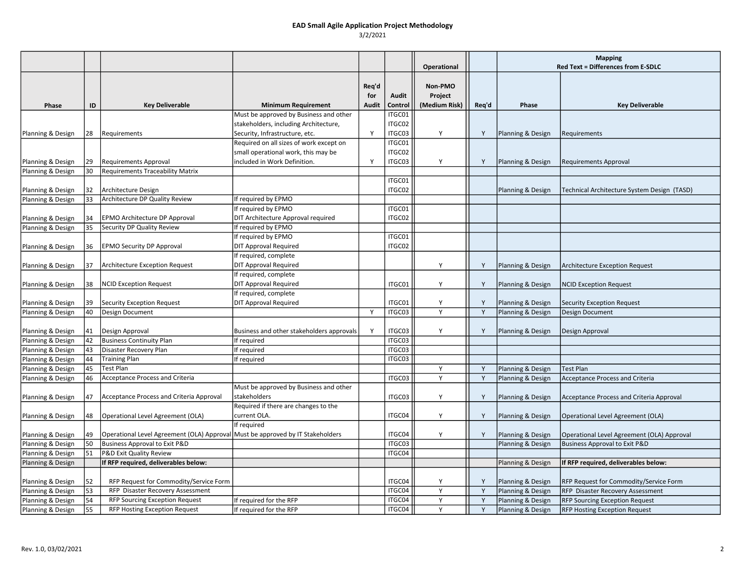**EAD Small Agile Application Project Methodology**

3/2/2021

| | | | | | | Operational | | Mapping<br>Red Text = Differences from E-SDLC | |
|---|---|---|---|---|---|---|---|---|---|
| Phase | ID | Key Deliverable | Minimum Requirement | Req'd for Audit | Audit Control | Non-PMO Project (Medium Risk) | Req'd | Phase | Key Deliverable |
| Planning & Design | 28 | Requirements | Must be approved by Business and other stakeholders, including Architecture, Security, Infrastructure, etc. | Y | ITGC01 ITGC02 ITGC03 | Y | Y | Planning & Design | Requirements |
| Planning & Design | 29 | Requirements Approval | Required on all sizes of work except on small operational work, this may be included in Work Definition. | Y | ITGC01 ITGC02 ITGC03 | Y | Y | Planning & Design | Requirements Approval |
| Planning & Design | 30 | Requirements Traceability Matrix | | | | | | | |
| Planning & Design | 32 | Architecture Design | | | ITGC01 ITGC02 | | | Planning & Design | Technical Architecture System Design (TASD) |
| Planning & Design | 33 | Architecture DP Quality Review | If required by EPMO | | | | | | |
| Planning & Design | 34 | EPMO Architecture DP Approval | If required by EPMO DIT Architecture Approval required | | ITGC01 ITGC02 | | | | |
| Planning & Design | 35 | Security DP Quality Review | If required by EPMO | | | | | | |
| Planning & Design | 36 | EPMO Security DP Approval | If required by EPMO DIT Approval Required | | ITGC01 ITGC02 | | | | |
| Planning & Design | 37 | Architecture Exception Request | If required, complete DIT Approval Required | | | Y | Y | Planning & Design | Architecture Exception Request |
| Planning & Design | 38 | NCID Exception Request | If required, complete DIT Approval Required | | ITGC01 | Y | Y | Planning & Design | NCID Exception Request |
| Planning & Design | 39 | Security Exception Request | If required, complete DIT Approval Required | | ITGC01 | Y | Y | Planning & Design | Security Exception Request |
| Planning & Design | 40 | Design Document | | Y | ITGC03 | Y | Y | Planning & Design | Design Document |
| Planning & Design | 41 | Design Approval | Business and other stakeholders approvals | Y | ITGC03 | Y | Y | Planning & Design | Design Approval |
| Planning & Design | 42 | Business Continuity Plan | If required | | ITGC03 | | | | |
| Planning & Design | 43 | Disaster Recovery Plan | If required | | ITGC03 | | | | |
| Planning & Design | 44 | Training Plan | If required | | ITGC03 | | | | |
| Planning & Design | 45 | Test Plan | | | | Y | Y | Planning & Design | Test Plan |
| Planning & Design | 46 | Acceptance Process and Criteria | | | ITGC03 | Y | Y | Planning & Design | Acceptance Process and Criteria |
| Planning & Design | 47 | Acceptance Process and Criteria Approval | Must be approved by Business and other stakeholders | | ITGC03 | Y | Y | Planning & Design | Acceptance Process and Criteria Approval |
| Planning & Design | 48 | Operational Level Agreement (OLA) | Required if there are changes to the current OLA. | | ITGC04 | Y | Y | Planning & Design | Operational Level Agreement (OLA) |
| Planning & Design | 49 | Operational Level Agreement (OLA) Approval | If required Must be approved by IT Stakeholders | | ITGC04 | Y | Y | Planning & Design | Operational Level Agreement (OLA) Approval |
| Planning & Design | 50 | Business Approval to Exit P&D | | | ITGC03 | | | Planning & Design | Business Approval to Exit P&D |
| Planning & Design | 51 | P&D Exit Quality Review | | | ITGC04 | | | | |
| Planning & Design | | **If RFP required, deliverables below:** | | | | | | Planning & Design | **If RFP required, deliverables below:** |
| Planning & Design | 52 | RFP Request for Commodity/Service Form | | | ITGC04 | Y | Y | Planning & Design | RFP Request for Commodity/Service Form |
| Planning & Design | 53 | RFP Disaster Recovery Assessment | | | ITGC04 | Y | Y | Planning & Design | RFP Disaster Recovery Assessment |
| Planning & Design | 54 | RFP Sourcing Exception Request | If required for the RFP | | ITGC04 | Y | Y | Planning & Design | RFP Sourcing Exception Request |
| Planning & Design | 55 | RFP Hosting Exception Request | If required for the RFP | | ITGC04 | Y | Y | Planning & Design | RFP Hosting Exception Request |

Rev. 1.0, 03/02/2021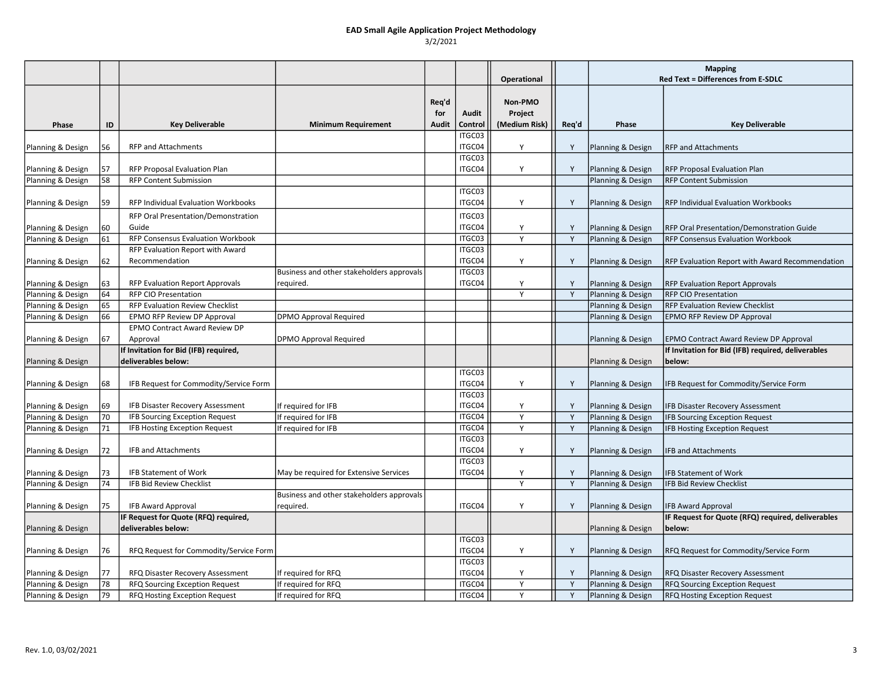**EAD Small Agile Application Project Methodology**

3/2/2021

| | | | | | | Operational | | Mapping Red Text = Differences from E-SDLC | |
|---|---|---|---|---|---|---|---|---|---|
| Phase | ID | Key Deliverable | Minimum Requirement | Req'd for Audit | Audit Control | Non-PMO Project (Medium Risk) | Req'd | Phase | Key Deliverable |
| Planning & Design | 56 | RFP and Attachments | | | ITGC03 ITGC04 | Y | Y | Planning & Design | RFP and Attachments |
| Planning & Design | 57 | RFP Proposal Evaluation Plan | | | ITGC03 ITGC04 | Y | Y | Planning & Design | RFP Proposal Evaluation Plan |
| Planning & Design | 58 | RFP Content Submission | | | | | | Planning & Design | RFP Content Submission |
| Planning & Design | 59 | RFP Individual Evaluation Workbooks | | | ITGC03 ITGC04 | Y | Y | Planning & Design | RFP Individual Evaluation Workbooks |
| Planning & Design | 60 | RFP Oral Presentation/Demonstration Guide | | | ITGC03 ITGC04 | Y | Y | Planning & Design | RFP Oral Presentation/Demonstration Guide |
| Planning & Design | 61 | RFP Consensus Evaluation Workbook | | | ITGC03 | Y | Y | Planning & Design | RFP Consensus Evaluation Workbook |
| Planning & Design | 62 | RFP Evaluation Report with Award Recommendation | | | ITGC03 ITGC04 | Y | Y | Planning & Design | RFP Evaluation Report with Award Recommendation |
| Planning & Design | 63 | RFP Evaluation Report Approvals | Business and other stakeholders approvals required. | | ITGC03 ITGC04 | Y | Y | Planning & Design | RFP Evaluation Report Approvals |
| Planning & Design | 64 | RFP CIO Presentation | | | | Y | Y | Planning & Design | RFP CIO Presentation |
| Planning & Design | 65 | RFP Evaluation Review Checklist | | | | | | Planning & Design | RFP Evaluation Review Checklist |
| Planning & Design | 66 | EPMO RFP Review DP Approval | DPMO Approval Required | | | | | Planning & Design | EPMO RFP Review DP Approval |
| Planning & Design | 67 | EPMO Contract Award Review DP Approval | DPMO Approval Required | | | | | Planning & Design | EPMO Contract Award Review DP Approval |
| Planning & Design | | **If Invitation for Bid (IFB) required, deliverables below:** | | | | | | Planning & Design | **If Invitation for Bid (IFB) required, deliverables below:** |
| Planning & Design | 68 | IFB Request for Commodity/Service Form | | | ITGC03 ITGC04 | Y | Y | Planning & Design | IFB Request for Commodity/Service Form |
| Planning & Design | 69 | IFB Disaster Recovery Assessment | If required for IFB | | ITGC03 ITGC04 | Y | Y | Planning & Design | IFB Disaster Recovery Assessment |
| Planning & Design | 70 | IFB Sourcing Exception Request | If required for IFB | | ITGC04 | Y | Y | Planning & Design | IFB Sourcing Exception Request |
| Planning & Design | 71 | IFB Hosting Exception Request | If required for IFB | | ITGC04 | Y | Y | Planning & Design | IFB Hosting Exception Request |
| Planning & Design | 72 | IFB and Attachments | | | ITGC03 ITGC04 | Y | Y | Planning & Design | IFB and Attachments |
| Planning & Design | 73 | IFB Statement of Work | May be required for Extensive Services | | ITGC03 ITGC04 | Y | Y | Planning & Design | IFB Statement of Work |
| Planning & Design | 74 | IFB Bid Review Checklist | | | | Y | Y | Planning & Design | IFB Bid Review Checklist |
| Planning & Design | 75 | IFB Award Approval | Business and other stakeholders approvals required. | | ITGC04 | Y | Y | Planning & Design | IFB Award Approval |
| Planning & Design | | **IF Request for Quote (RFQ) required, deliverables below:** | | | | | | Planning & Design | **IF Request for Quote (RFQ) required, deliverables below:** |
| Planning & Design | 76 | RFQ Request for Commodity/Service Form | | | ITGC03 ITGC04 | Y | Y | Planning & Design | RFQ Request for Commodity/Service Form |
| Planning & Design | 77 | RFQ Disaster Recovery Assessment | If required for RFQ | | ITGC03 ITGC04 | Y | Y | Planning & Design | RFQ Disaster Recovery Assessment |
| Planning & Design | 78 | RFQ Sourcing Exception Request | If required for RFQ | | ITGC04 | Y | Y | Planning & Design | RFQ Sourcing Exception Request |
| Planning & Design | 79 | RFQ Hosting Exception Request | If required for RFQ | | ITGC04 | Y | Y | Planning & Design | RFQ Hosting Exception Request |

Rev. 1.0, 03/02/2021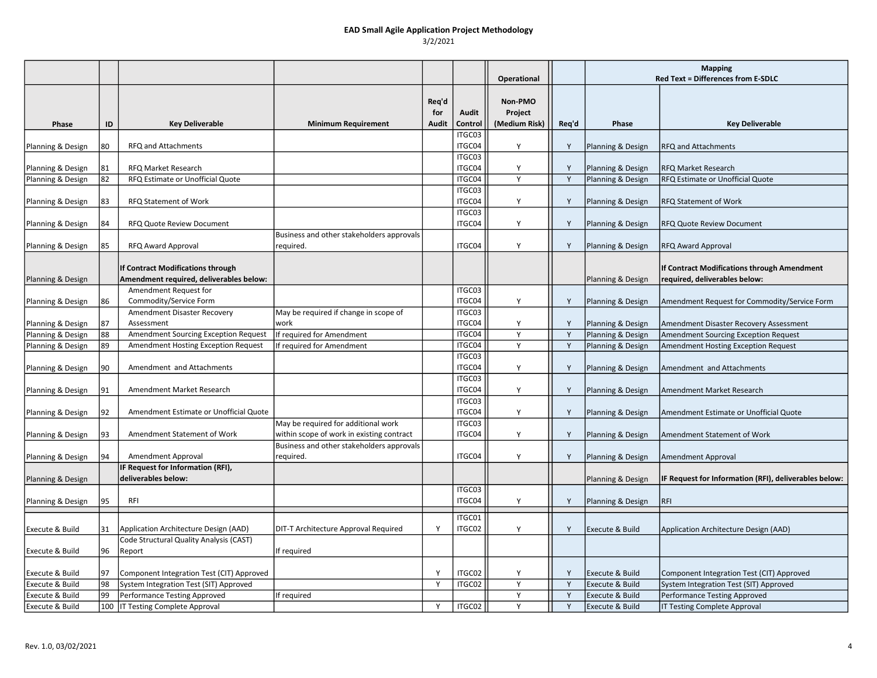**EAD Small Agile Application Project Methodology**

3/2/2021

| | | | | | | Operational | | Mapping Red Text = Differences from E-SDLC | |
|---|---|---|---|---|---|---|---|---|---|
| Phase | ID | Key Deliverable | Minimum Requirement | Req'd for Audit | Audit Control | Non-PMO Project (Medium Risk) | Req'd | Phase | Key Deliverable |
| Planning & Design | 80 | RFQ and Attachments | | | ITGC03 ITGC04 | Y | Y | Planning & Design | RFQ and Attachments |
| Planning & Design | 81 | RFQ Market Research | | | ITGC03 ITGC04 | Y | Y | Planning & Design | RFQ Market Research |
| Planning & Design | 82 | RFQ Estimate or Unofficial Quote | | | ITGC04 | Y | Y | Planning & Design | RFQ Estimate or Unofficial Quote |
| Planning & Design | 83 | RFQ Statement of Work | | | ITGC03 ITGC04 | Y | Y | Planning & Design | RFQ Statement of Work |
| Planning & Design | 84 | RFQ Quote Review Document | | | ITGC03 ITGC04 | Y | Y | Planning & Design | RFQ Quote Review Document |
| Planning & Design | 85 | RFQ Award Approval | Business and other stakeholders approvals required. | | ITGC04 | Y | Y | Planning & Design | RFQ Award Approval |
| Planning & Design | | **If Contract Modifications through Amendment required, deliverables below:** | | | | | | Planning & Design | **If Contract Modifications through Amendment required, deliverables below:** |
| Planning & Design | 86 | Amendment Request for Commodity/Service Form | | | ITGC03 ITGC04 | Y | Y | Planning & Design | Amendment Request for Commodity/Service Form |
| Planning & Design | 87 | Amendment Disaster Recovery Assessment | May be required if change in scope of work | | ITGC03 ITGC04 | Y | Y | Planning & Design | Amendment Disaster Recovery Assessment |
| Planning & Design | 88 | Amendment Sourcing Exception Request | If required for Amendment | | ITGC04 | Y | Y | Planning & Design | Amendment Sourcing Exception Request |
| Planning & Design | 89 | Amendment Hosting Exception Request | If required for Amendment | | ITGC04 | Y | Y | Planning & Design | Amendment Hosting Exception Request |
| Planning & Design | 90 | Amendment and Attachments | | | ITGC03 ITGC04 | Y | Y | Planning & Design | Amendment and Attachments |
| Planning & Design | 91 | Amendment Market Research | | | ITGC03 ITGC04 | Y | Y | Planning & Design | Amendment Market Research |
| Planning & Design | 92 | Amendment Estimate or Unofficial Quote | | | ITGC03 ITGC04 | Y | Y | Planning & Design | Amendment Estimate or Unofficial Quote |
| Planning & Design | 93 | Amendment Statement of Work | May be required for additional work within scope of work in existing contract | | ITGC03 ITGC04 | Y | Y | Planning & Design | Amendment Statement of Work |
| Planning & Design | 94 | Amendment Approval | Business and other stakeholders approvals required. | | ITGC04 | Y | Y | Planning & Design | Amendment Approval |
| Planning & Design | | **IF Request for Information (RFI), deliverables below:** | | | | | | Planning & Design | **IF Request for Information (RFI), deliverables below:** |
| Planning & Design | 95 | RFI | | | ITGC03 ITGC04 | Y | Y | Planning & Design | RFI |
| Execute & Build | 31 | Application Architecture Design (AAD) | DIT-T Architecture Approval Required | Y | ITGC01 ITGC02 | Y | Y | Execute & Build | Application Architecture Design (AAD) |
| Execute & Build | 96 | Code Structural Quality Analysis (CAST) Report | If required | | | | | | |
| Execute & Build | 97 | Component Integration Test (CIT) Approved | | Y | ITGC02 | Y | Y | Execute & Build | Component Integration Test (CIT) Approved |
| Execute & Build | 98 | System Integration Test (SIT) Approved | | Y | ITGC02 | Y | Y | Execute & Build | System Integration Test (SIT) Approved |
| Execute & Build | 99 | Performance Testing Approved | If required | | | Y | Y | Execute & Build | Performance Testing Approved |
| Execute & Build | 100 | IT Testing Complete Approval | | Y | ITGC02 | Y | Y | Execute & Build | IT Testing Complete Approval |

Rev. 1.0, 03/02/2021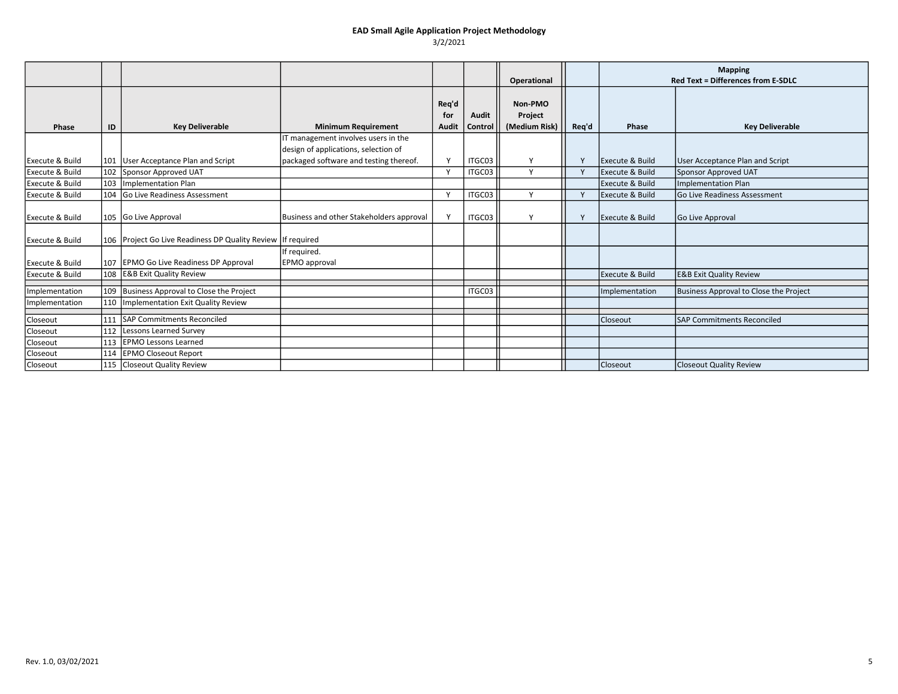**EAD Small Agile Application Project Methodology**

3/2/2021

| | | | | | | Operational | | Mapping Red Text = Differences from E-SDLC | |
|---|---|---|---|---|---|---|---|---|---|
| Phase | ID | Key Deliverable | Minimum Requirement | Req'd for Audit | Audit Control | Non-PMO Project (Medium Risk) | Req'd | Phase | Key Deliverable |
| Execute & Build | 101 | User Acceptance Plan and Script | IT management involves users in the design of applications, selection of packaged software and testing thereof. | Y | ITGC03 | Y | Y | Execute & Build | User Acceptance Plan and Script |
| Execute & Build | 102 | Sponsor Approved UAT | | Y | ITGC03 | Y | Y | Execute & Build | Sponsor Approved UAT |
| Execute & Build | 103 | Implementation Plan | | | | | | Execute & Build | Implementation Plan |
| Execute & Build | 104 | Go Live Readiness Assessment | | Y | ITGC03 | Y | Y | Execute & Build | Go Live Readiness Assessment |
| Execute & Build | 105 | Go Live Approval | Business and other Stakeholders approval | Y | ITGC03 | Y | Y | Execute & Build | Go Live Approval |
| Execute & Build | 106 | Project Go Live Readiness DP Quality Review | If required | | | | | | |
| Execute & Build | 107 | EPMO Go Live Readiness DP Approval | If required. EPMO approval | | | | | | |
| Execute & Build | 108 | E&B Exit Quality Review | | | | | | Execute & Build | E&B Exit Quality Review |
| Implementation | 109 | Business Approval to Close the Project | | | ITGC03 | | | Implementation | Business Approval to Close the Project |
| Implementation | 110 | Implementation Exit Quality Review | | | | | | | |
| Closeout | 111 | SAP Commitments Reconciled | | | | | | Closeout | SAP Commitments Reconciled |
| Closeout | 112 | Lessons Learned Survey | | | | | | | |
| Closeout | 113 | EPMO Lessons Learned | | | | | | | |
| Closeout | 114 | EPMO Closeout Report | | | | | | | |
| Closeout | 115 | Closeout Quality Review | | | | | | Closeout | Closeout Quality Review |

Rev. 1.0, 03/02/2021